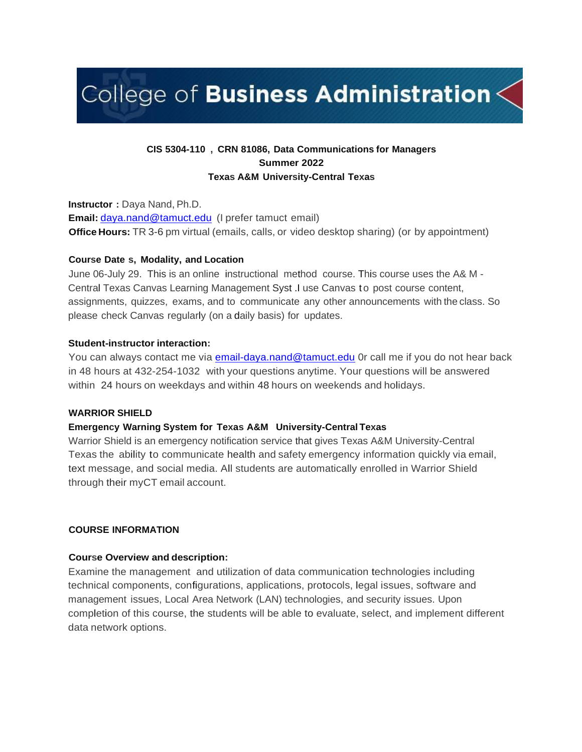College of **Business Administration**

**CIS 5304-110 , CRN 81086, Data Communications for Managers**
**Summer 2022**
**Texas A&M University-Central Texas**

**Instructor :** Daya Nand, Ph.D.
**Email:** daya.nand@tamuct.edu (I prefer tamuct email)
**Office Hours:** TR 3-6 pm virtual (emails, calls, or video desktop sharing) (or by appointment)

**Course Date s, Modality, and Location**

June 06-July 29. This is an online instructional method course. This course uses the A& M - Central Texas Canvas Learning Management Syst .I use Canvas to post course content, assignments, quizzes, exams, and to communicate any other announcements with the class. So please check Canvas regularly (on a daily basis) for updates.

**Student-instructor interaction:**

You can always contact me via email-daya.nand@tamuct.edu 0r call me if you do not hear back in 48 hours at 432-254-1032 with your questions anytime. Your questions will be answered within 24 hours on weekdays and within 48 hours on weekends and holidays.

**WARRIOR SHIELD**

**Emergency Warning System for Texas A&M University-Central Texas**

Warrior Shield is an emergency notification service that gives Texas A&M University-Central Texas the ability to communicate health and safety emergency information quickly via email, text message, and social media. All students are automatically enrolled in Warrior Shield through their myCT email account.

## COURSE INFORMATION

**Course Overview and description:**

Examine the management and utilization of data communication technologies including technical components, configurations, applications, protocols, legal issues, software and management issues, Local Area Network (LAN) technologies, and security issues. Upon completion of this course, the students will be able to evaluate, select, and implement different data network options.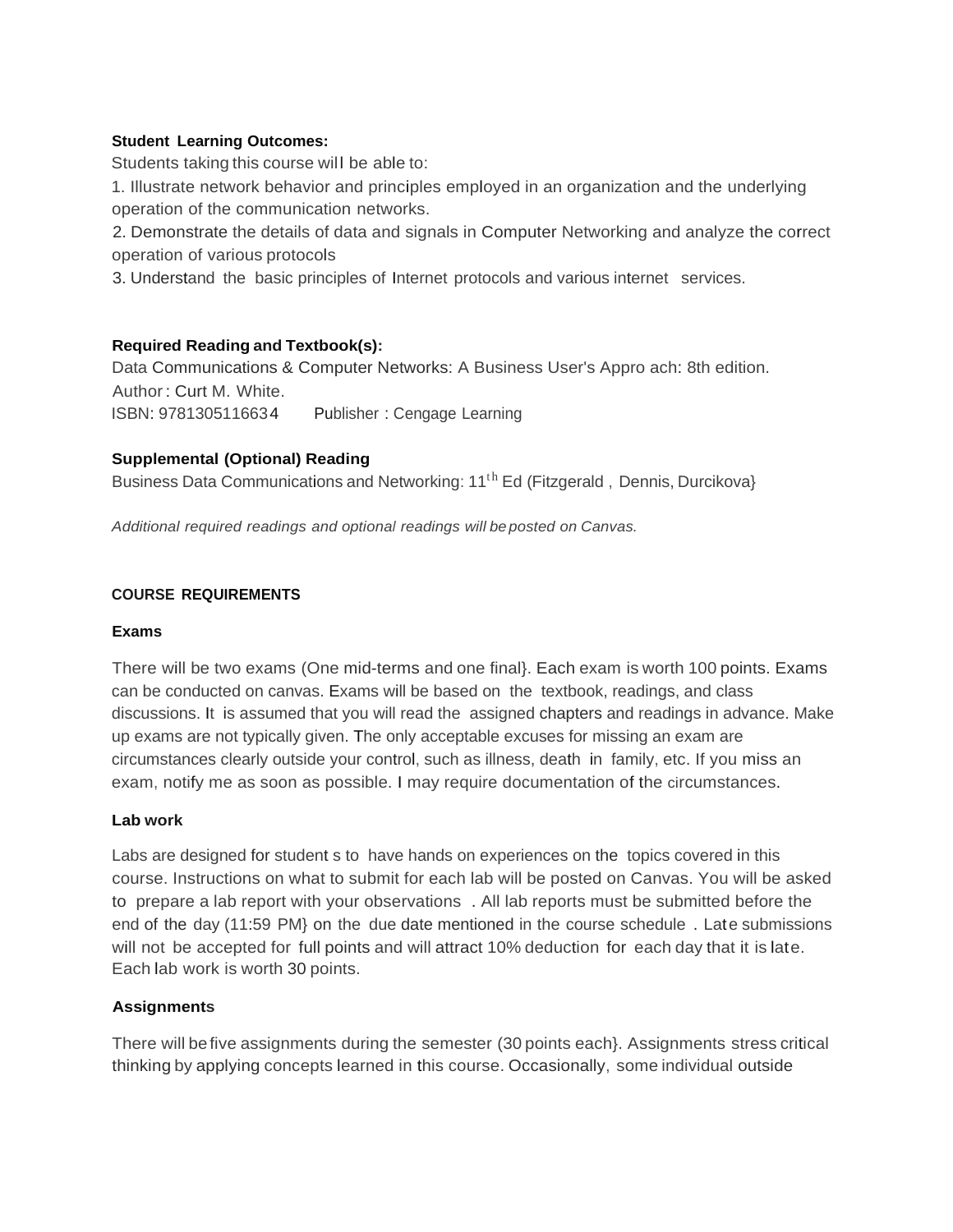**Student Learning Outcomes:**

Students taking this course will be able to:

1. Illustrate network behavior and principles employed in an organization and the underlying operation of the communication networks.
2. Demonstrate the details of data and signals in Computer Networking and analyze the correct operation of various protocols
3. Understand the basic principles of Internet protocols and various internet services.

**Required Reading and Textbook(s):**

Data Communications & Computer Networks: A Business User's Appro ach: 8th edition.
Author : Curt M. White.
ISBN: 9781305116634 Publisher : Cengage Learning

**Supplemental (Optional) Reading**

Business Data Communications and Networking: 11th Ed (Fitzgerald , Dennis, Durcikova}

*Additional required readings and optional readings will be posted on Canvas.*

**COURSE REQUIREMENTS**

**Exams**

There will be two exams (One mid-terms and one final}. Each exam is worth 100 points. Exams can be conducted on canvas. Exams will be based on the textbook, readings, and class discussions. It is assumed that you will read the assigned chapters and readings in advance. Make up exams are not typically given. The only acceptable excuses for missing an exam are circumstances clearly outside your control, such as illness, death in family, etc. If you miss an exam, notify me as soon as possible. I may require documentation of the circumstances.

**Lab work**

Labs are designed for student s to have hands on experiences on the topics covered in this course. Instructions on what to submit for each lab will be posted on Canvas. You will be asked to prepare a lab report with your observations . All lab reports must be submitted before the end of the day (11:59 PM} on the due date mentioned in the course schedule . Late submissions will not be accepted for full points and will attract 10% deduction for each day that it is late. Each lab work is worth 30 points.

**Assignments**

There will be five assignments during the semester (30 points each}. Assignments stress critical thinking by applying concepts learned in this course. Occasionally, some individual outside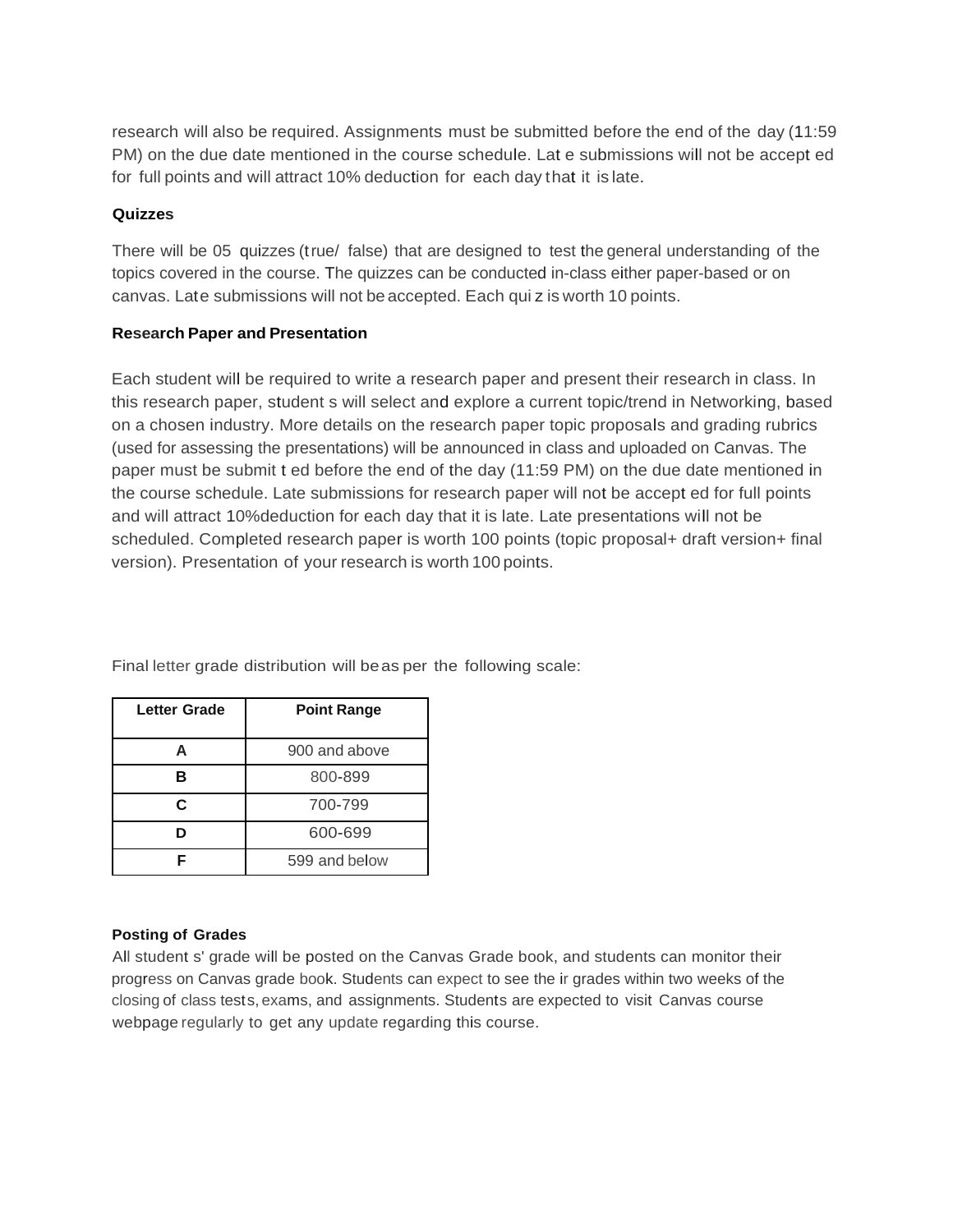research will also be required. Assignments must be submitted before the end of the day (11:59 PM) on the due date mentioned in the course schedule. Late submissions will not be accepted for full points and will attract 10% deduction for each day that it is late.

**Quizzes**

There will be 05 quizzes (true/ false) that are designed to test the general understanding of the topics covered in the course. The quizzes can be conducted in-class either paper-based or on canvas. Late submissions will not be accepted. Each quiz is worth 10 points.

**Research Paper and Presentation**

Each student will be required to write a research paper and present their research in class. In this research paper, students will select and explore a current topic/trend in Networking, based on a chosen industry. More details on the research paper topic proposals and grading rubrics (used for assessing the presentations) will be announced in class and uploaded on Canvas. The paper must be submitted before the end of the day (11:59 PM) on the due date mentioned in the course schedule. Late submissions for research paper will not be accepted for full points and will attract 10%deduction for each day that it is late. Late presentations will not be scheduled. Completed research paper is worth 100 points (topic proposal+ draft version+ final version). Presentation of your research is worth 100 points.

Final letter grade distribution will be as per the following scale:

| Letter Grade | Point Range |
|---|---|
| A | 900 and above |
| B | 800-899 |
| C | 700-799 |
| D | 600-699 |
| F | 599 and below |

**Posting of Grades**

All students' grade will be posted on the Canvas Grade book, and students can monitor their progress on Canvas grade book. Students can expect to see their grades within two weeks of the closing of class tests, exams, and assignments. Students are expected to visit Canvas course webpage regularly to get any update regarding this course.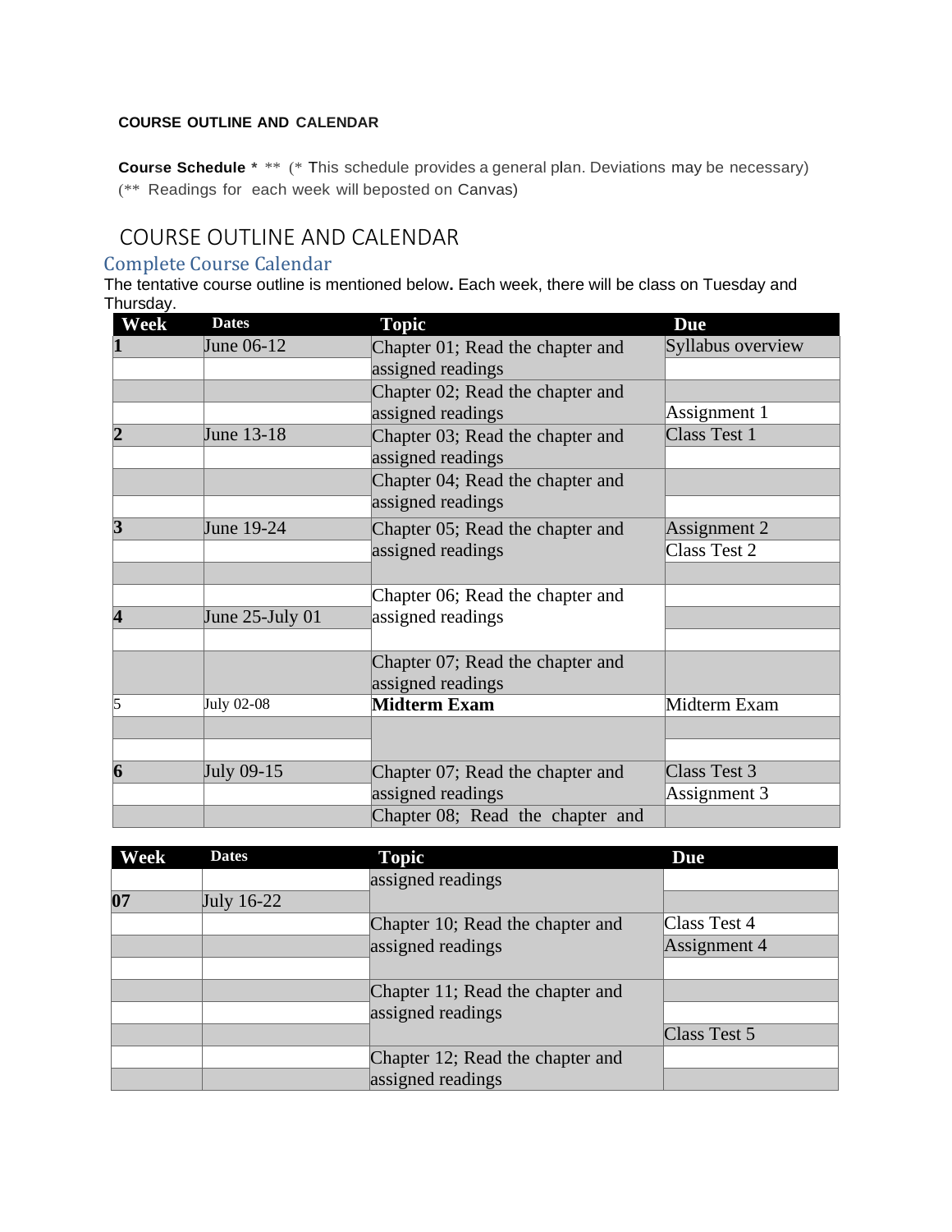**COURSE OUTLINE AND CALENDAR**

**Course Schedule * **** (* This schedule provides a general plan. Deviations may be necessary)
(** Readings for each week will beposted on Canvas)

# COURSE OUTLINE AND CALENDAR

## Complete Course Calendar

The tentative course outline is mentioned below**.** Each week, there will be class on Tuesday and Thursday.

| Week | Dates | Topic | Due |
|---|---|---|---|
| **1** | June 06-12 | Chapter 01; Read the chapter and assigned readings | Syllabus overview |
| | | | |
| | | Chapter 02; Read the chapter and assigned readings | |
| | | | Assignment 1 |
| **2** | June 13-18 | Chapter 03; Read the chapter and assigned readings | Class Test 1 |
| | | | |
| | | Chapter 04; Read the chapter and assigned readings | |
| | | | |
| **3** | June 19-24 | Chapter 05; Read the chapter and assigned readings | Assignment 2 |
| | | | Class Test 2 |
| | | | |
| | | Chapter 06; Read the chapter and assigned readings | |
| **4** | June 25-July 01 | | |
| | | | |
| | | Chapter 07; Read the chapter and assigned readings | |
| 5 | July 02-08 | **Midterm Exam** | Midterm Exam |
| | | | |
| | | | |
| **6** | July 09-15 | Chapter 07; Read the chapter and assigned readings | Class Test 3 |
| | | | Assignment 3 |
| | | Chapter 08; Read the chapter and assigned readings | |
| | | | |
| **07** | July 16-22 | | |
| | | Chapter 10; Read the chapter and assigned readings | Class Test 4 |
| | | | Assignment 4 |
| | | | |
| | | Chapter 11; Read the chapter and assigned readings | |
| | | | |
| | | | Class Test 5 |
| | | Chapter 12; Read the chapter and assigned readings | |
| | | | |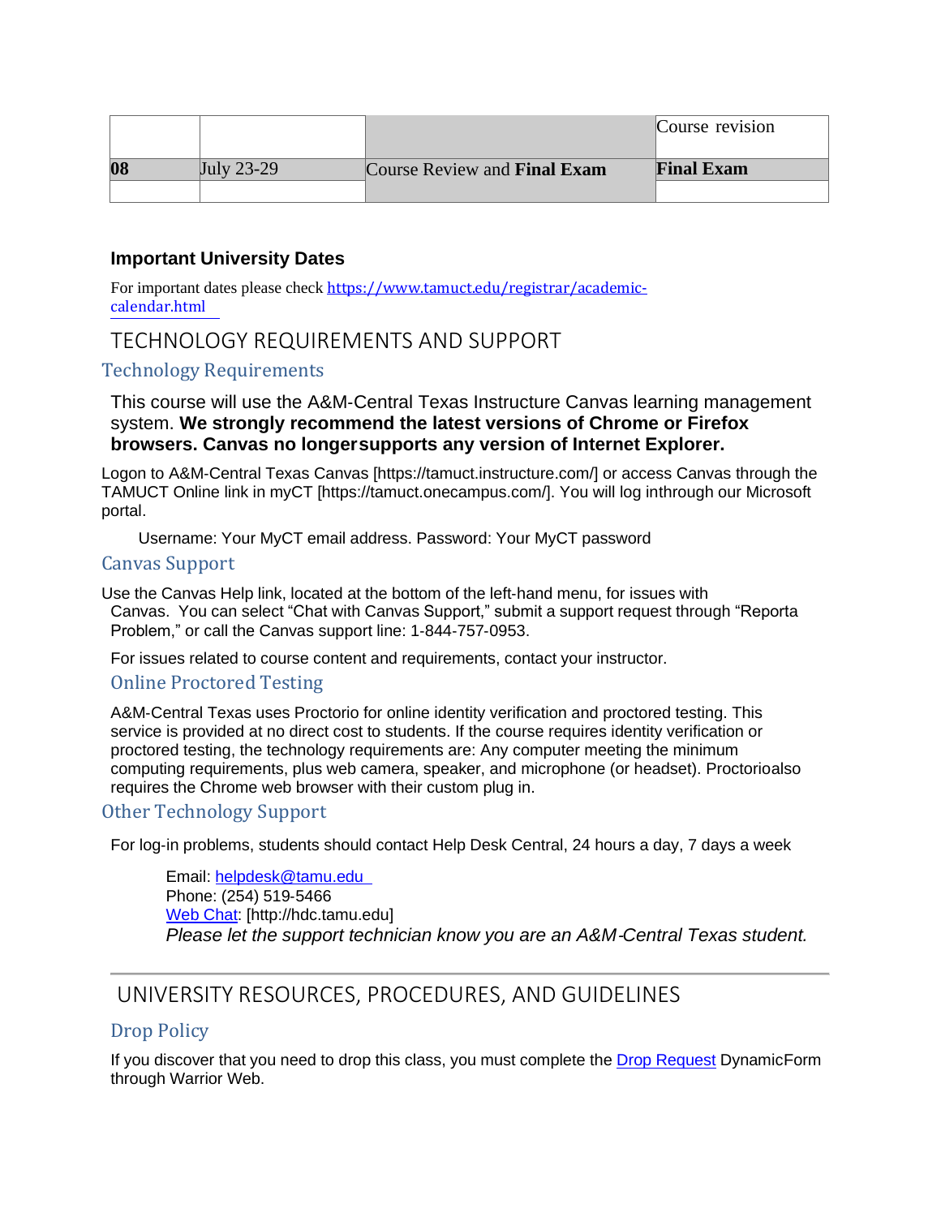| | | | Course revision |
|---|---|---|---|
| **08** | July 23-29 | Course Review and **Final Exam** | **Final Exam** |
| | | | |

### Important University Dates

For important dates please check https://www.tamuct.edu/registrar/academic-calendar.html

## TECHNOLOGY REQUIREMENTS AND SUPPORT

### Technology Requirements

This course will use the A&M-Central Texas Instructure Canvas learning management system. **We strongly recommend the latest versions of Chrome or Firefox browsers. Canvas no longersupports any version of Internet Explorer.**

Logon to A&M-Central Texas Canvas [https://tamuct.instructure.com/] or access Canvas through the TAMUCT Online link in myCT [https://tamuct.onecampus.com/]. You will log inthrough our Microsoft portal.

Username: Your MyCT email address. Password: Your MyCT password

### Canvas Support

Use the Canvas Help link, located at the bottom of the left-hand menu, for issues with Canvas. You can select "Chat with Canvas Support," submit a support request through "Reporta Problem," or call the Canvas support line: 1-844-757-0953.

For issues related to course content and requirements, contact your instructor.

### Online Proctored Testing

A&M-Central Texas uses Proctorio for online identity verification and proctored testing. This service is provided at no direct cost to students. If the course requires identity verification or proctored testing, the technology requirements are: Any computer meeting the minimum computing requirements, plus web camera, speaker, and microphone (or headset). Proctorioalso requires the Chrome web browser with their custom plug in.

### Other Technology Support

For log-in problems, students should contact Help Desk Central, 24 hours a day, 7 days a week

Email: helpdesk@tamu.edu
Phone: (254) 519-5466
Web Chat: [http://hdc.tamu.edu]
*Please let the support technician know you are an A&M-Central Texas student.*

---

## UNIVERSITY RESOURCES, PROCEDURES, AND GUIDELINES

### Drop Policy

If you discover that you need to drop this class, you must complete the Drop Request DynamicForm through Warrior Web.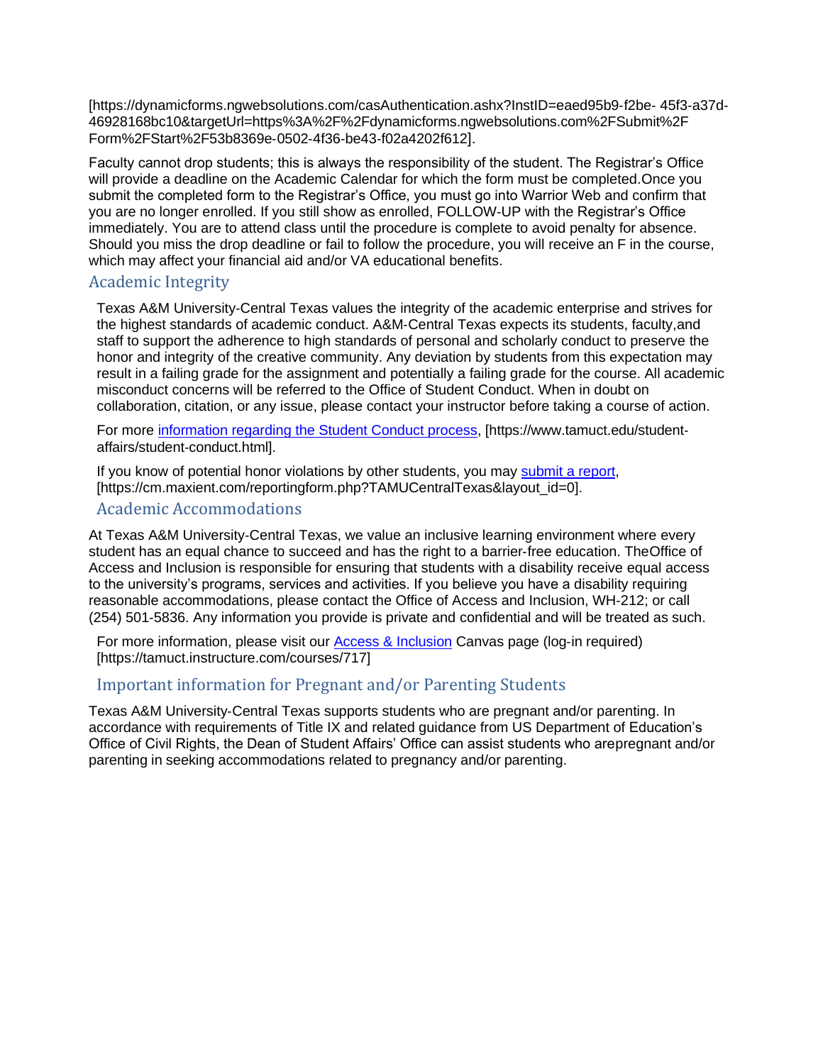[https://dynamicforms.ngwebsolutions.com/casAuthentication.ashx?InstID=eaed95b9-f2be- 45f3-a37d-46928168bc10&targetUrl=https%3A%2F%2Fdynamicforms.ngwebsolutions.com%2FSubmit%2FForm%2FStart%2F53b8369e-0502-4f36-be43-f02a4202f612].

Faculty cannot drop students; this is always the responsibility of the student. The Registrar's Office will provide a deadline on the Academic Calendar for which the form must be completed.Once you submit the completed form to the Registrar's Office, you must go into Warrior Web and confirm that you are no longer enrolled. If you still show as enrolled, FOLLOW-UP with the Registrar's Office immediately. You are to attend class until the procedure is complete to avoid penalty for absence. Should you miss the drop deadline or fail to follow the procedure, you will receive an F in the course, which may affect your financial aid and/or VA educational benefits.

## Academic Integrity

Texas A&M University-Central Texas values the integrity of the academic enterprise and strives for the highest standards of academic conduct. A&M-Central Texas expects its students, faculty,and staff to support the adherence to high standards of personal and scholarly conduct to preserve the honor and integrity of the creative community. Any deviation by students from this expectation may result in a failing grade for the assignment and potentially a failing grade for the course. All academic misconduct concerns will be referred to the Office of Student Conduct. When in doubt on collaboration, citation, or any issue, please contact your instructor before taking a course of action.

For more information regarding the Student Conduct process, [https://www.tamuct.edu/student-affairs/student-conduct.html].

If you know of potential honor violations by other students, you may submit a report, [https://cm.maxient.com/reportingform.php?TAMUCentralTexas&layout_id=0].

## Academic Accommodations

At Texas A&M University-Central Texas, we value an inclusive learning environment where every student has an equal chance to succeed and has the right to a barrier-free education. TheOffice of Access and Inclusion is responsible for ensuring that students with a disability receive equal access to the university's programs, services and activities. If you believe you have a disability requiring reasonable accommodations, please contact the Office of Access and Inclusion, WH-212; or call (254) 501-5836. Any information you provide is private and confidential and will be treated as such.

For more information, please visit our Access & Inclusion Canvas page (log-in required) [https://tamuct.instructure.com/courses/717]

## Important information for Pregnant and/or Parenting Students

Texas A&M University-Central Texas supports students who are pregnant and/or parenting. In accordance with requirements of Title IX and related guidance from US Department of Education's Office of Civil Rights, the Dean of Student Affairs' Office can assist students who arepregnant and/or parenting in seeking accommodations related to pregnancy and/or parenting.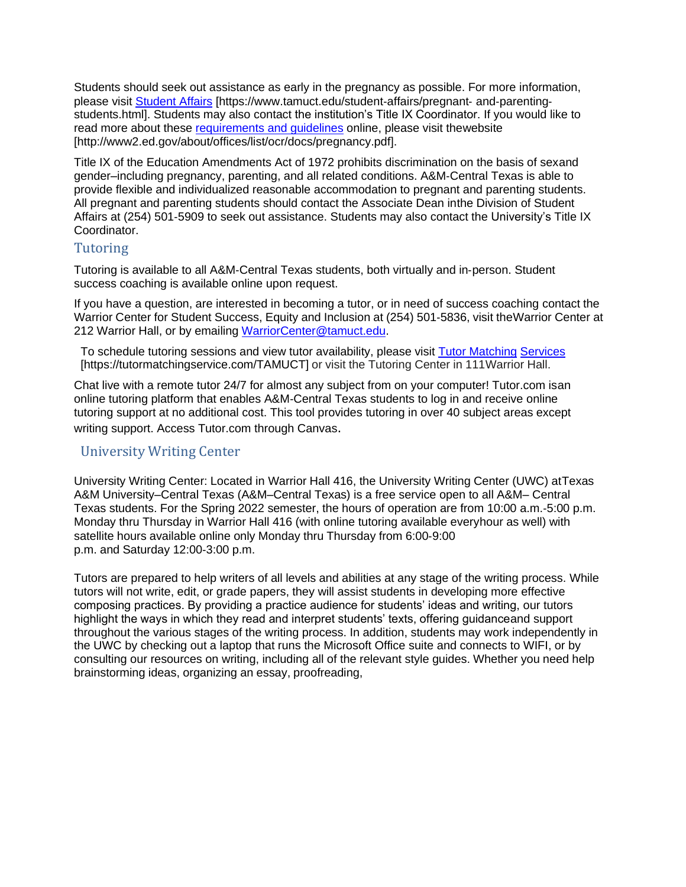Students should seek out assistance as early in the pregnancy as possible. For more information, please visit [Student Affairs](https://www.tamuct.edu/student-affairs/pregnant-and-parenting-students.html) [https://www.tamuct.edu/student-affairs/pregnant- and-parenting-students.html]. Students may also contact the institution's Title IX Coordinator. If you would like to read more about these [requirements and guidelines](http://www2.ed.gov/about/offices/list/ocr/docs/pregnancy.pdf) online, please visit thewebsite [http://www2.ed.gov/about/offices/list/ocr/docs/pregnancy.pdf].

Title IX of the Education Amendments Act of 1972 prohibits discrimination on the basis of sexand gender–including pregnancy, parenting, and all related conditions. A&M-Central Texas is able to provide flexible and individualized reasonable accommodation to pregnant and parenting students. All pregnant and parenting students should contact the Associate Dean inthe Division of Student Affairs at (254) 501-5909 to seek out assistance. Students may also contact the University's Title IX Coordinator.

## Tutoring

Tutoring is available to all A&M-Central Texas students, both virtually and in-person. Student success coaching is available online upon request.

If you have a question, are interested in becoming a tutor, or in need of success coaching contact the Warrior Center for Student Success, Equity and Inclusion at (254) 501-5836, visit theWarrior Center at 212 Warrior Hall, or by emailing [WarriorCenter@tamuct.edu](mailto:WarriorCenter@tamuct.edu).

To schedule tutoring sessions and view tutor availability, please visit [Tutor Matching Services](https://tutormatchingservice.com/TAMUCT) [https://tutormatchingservice.com/TAMUCT] or visit the Tutoring Center in 111Warrior Hall.

Chat live with a remote tutor 24/7 for almost any subject from on your computer! Tutor.com isan online tutoring platform that enables A&M-Central Texas students to log in and receive online tutoring support at no additional cost. This tool provides tutoring in over 40 subject areas except writing support. Access Tutor.com through Canvas.

## University Writing Center

University Writing Center: Located in Warrior Hall 416, the University Writing Center (UWC) atTexas A&M University–Central Texas (A&M–Central Texas) is a free service open to all A&M– Central Texas students. For the Spring 2022 semester, the hours of operation are from 10:00 a.m.-5:00 p.m. Monday thru Thursday in Warrior Hall 416 (with online tutoring available everyhour as well) with satellite hours available online only Monday thru Thursday from 6:00-9:00 p.m. and Saturday 12:00-3:00 p.m.

Tutors are prepared to help writers of all levels and abilities at any stage of the writing process. While tutors will not write, edit, or grade papers, they will assist students in developing more effective composing practices. By providing a practice audience for students' ideas and writing, our tutors highlight the ways in which they read and interpret students' texts, offering guidanceand support throughout the various stages of the writing process. In addition, students may work independently in the UWC by checking out a laptop that runs the Microsoft Office suite and connects to WIFI, or by consulting our resources on writing, including all of the relevant style guides. Whether you need help brainstorming ideas, organizing an essay, proofreading,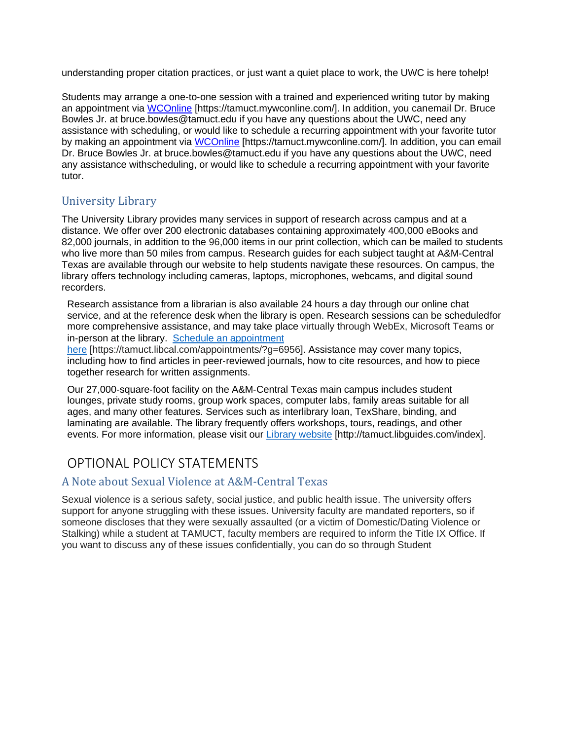understanding proper citation practices, or just want a quiet place to work, the UWC is here tohelp!

Students may arrange a one-to-one session with a trained and experienced writing tutor by making an appointment via WCOnline [https://tamuct.mywconline.com/]. In addition, you canemail Dr. Bruce Bowles Jr. at bruce.bowles@tamuct.edu if you have any questions about the UWC, need any assistance with scheduling, or would like to schedule a recurring appointment with your favorite tutor by making an appointment via WCOnline [https://tamuct.mywconline.com/]. In addition, you can email Dr. Bruce Bowles Jr. at bruce.bowles@tamuct.edu if you have any questions about the UWC, need any assistance withscheduling, or would like to schedule a recurring appointment with your favorite tutor.

## University Library

The University Library provides many services in support of research across campus and at a distance. We offer over 200 electronic databases containing approximately 400,000 eBooks and 82,000 journals, in addition to the 96,000 items in our print collection, which can be mailed to students who live more than 50 miles from campus. Research guides for each subject taught at A&M-Central Texas are available through our website to help students navigate these resources. On campus, the library offers technology including cameras, laptops, microphones, webcams, and digital sound recorders.

Research assistance from a librarian is also available 24 hours a day through our online chat service, and at the reference desk when the library is open. Research sessions can be scheduledfor more comprehensive assistance, and may take place virtually through WebEx, Microsoft Teams or in-person at the library. Schedule an appointment here [https://tamuct.libcal.com/appointments/?g=6956]. Assistance may cover many topics, including how to find articles in peer-reviewed journals, how to cite resources, and how to piece together research for written assignments.

Our 27,000-square-foot facility on the A&M-Central Texas main campus includes student lounges, private study rooms, group work spaces, computer labs, family areas suitable for all ages, and many other features. Services such as interlibrary loan, TexShare, binding, and laminating are available. The library frequently offers workshops, tours, readings, and other events. For more information, please visit our Library website [http://tamuct.libguides.com/index].

# OPTIONAL POLICY STATEMENTS

## A Note about Sexual Violence at A&M-Central Texas

Sexual violence is a serious safety, social justice, and public health issue. The university offers support for anyone struggling with these issues. University faculty are mandated reporters, so if someone discloses that they were sexually assaulted (or a victim of Domestic/Dating Violence or Stalking) while a student at TAMUCT, faculty members are required to inform the Title IX Office. If you want to discuss any of these issues confidentially, you can do so through Student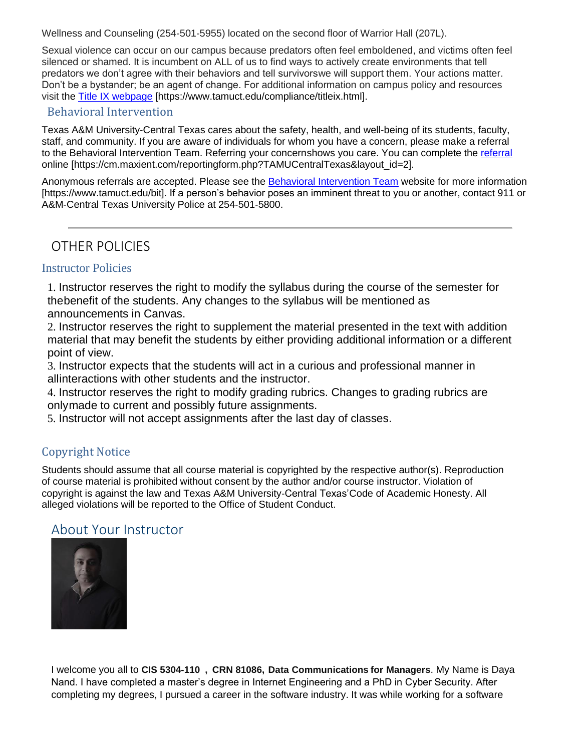Wellness and Counseling (254-501-5955) located on the second floor of Warrior Hall (207L).

Sexual violence can occur on our campus because predators often feel emboldened, and victims often feel silenced or shamed. It is incumbent on ALL of us to find ways to actively create environments that tell predators we don't agree with their behaviors and tell survivorswe will support them. Your actions matter. Don't be a bystander; be an agent of change. For additional information on campus policy and resources visit the Title IX webpage [https://www.tamuct.edu/compliance/titleix.html].

### Behavioral Intervention

Texas A&M University-Central Texas cares about the safety, health, and well-being of its students, faculty, staff, and community. If you are aware of individuals for whom you have a concern, please make a referral to the Behavioral Intervention Team. Referring your concernshows you care. You can complete the referral online [https://cm.maxient.com/reportingform.php?TAMUCentralTexas&layout_id=2].

Anonymous referrals are accepted. Please see the Behavioral Intervention Team website for more information [https://www.tamuct.edu/bit]. If a person's behavior poses an imminent threat to you or another, contact 911 or A&M-Central Texas University Police at 254-501-5800.

---

## OTHER POLICIES

### Instructor Policies

1. Instructor reserves the right to modify the syllabus during the course of the semester for thebenefit of the students. Any changes to the syllabus will be mentioned as announcements in Canvas.
2. Instructor reserves the right to supplement the material presented in the text with addition material that may benefit the students by either providing additional information or a different point of view.
3. Instructor expects that the students will act in a curious and professional manner in allinteractions with other students and the instructor.
4. Instructor reserves the right to modify grading rubrics. Changes to grading rubrics are onlymade to current and possibly future assignments.
5. Instructor will not accept assignments after the last day of classes.

### Copyright Notice

Students should assume that all course material is copyrighted by the respective author(s). Reproduction of course material is prohibited without consent by the author and/or course instructor. Violation of copyright is against the law and Texas A&M University-Central Texas'Code of Academic Honesty. All alleged violations will be reported to the Office of Student Conduct.

## About Your Instructor

I welcome you all to **CIS 5304-110 , CRN 81086, Data Communications for Managers**. My Name is Daya Nand. I have completed a master's degree in Internet Engineering and a PhD in Cyber Security. After completing my degrees, I pursued a career in the software industry. It was while working for a software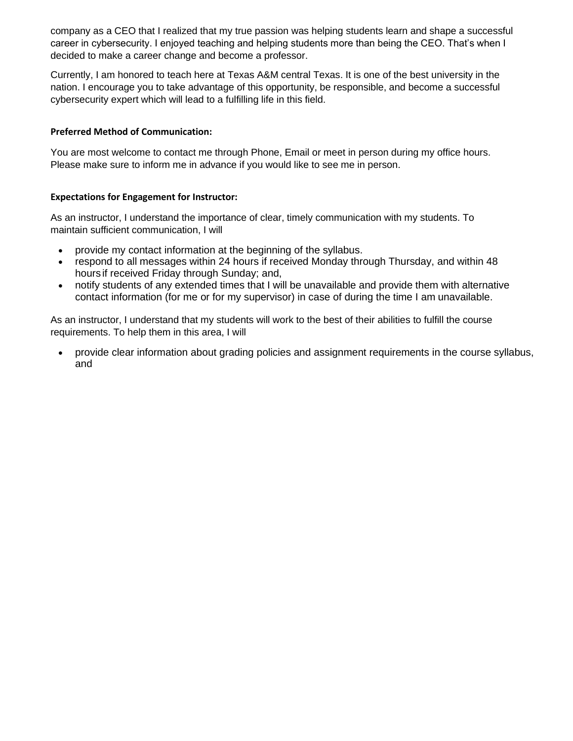company as a CEO that I realized that my true passion was helping students learn and shape a successful career in cybersecurity. I enjoyed teaching and helping students more than being the CEO. That's when I decided to make a career change and become a professor.

Currently, I am honored to teach here at Texas A&M central Texas. It is one of the best university in the nation. I encourage you to take advantage of this opportunity, be responsible, and become a successful cybersecurity expert which will lead to a fulfilling life in this field.

**Preferred Method of Communication:**

You are most welcome to contact me through Phone, Email or meet in person during my office hours. Please make sure to inform me in advance if you would like to see me in person.

**Expectations for Engagement for Instructor:**

As an instructor, I understand the importance of clear, timely communication with my students. To maintain sufficient communication, I will

- provide my contact information at the beginning of the syllabus.
- respond to all messages within 24 hours if received Monday through Thursday, and within 48 hours if received Friday through Sunday; and,
- notify students of any extended times that I will be unavailable and provide them with alternative contact information (for me or for my supervisor) in case of during the time I am unavailable.

As an instructor, I understand that my students will work to the best of their abilities to fulfill the course requirements. To help them in this area, I will

- provide clear information about grading policies and assignment requirements in the course syllabus, and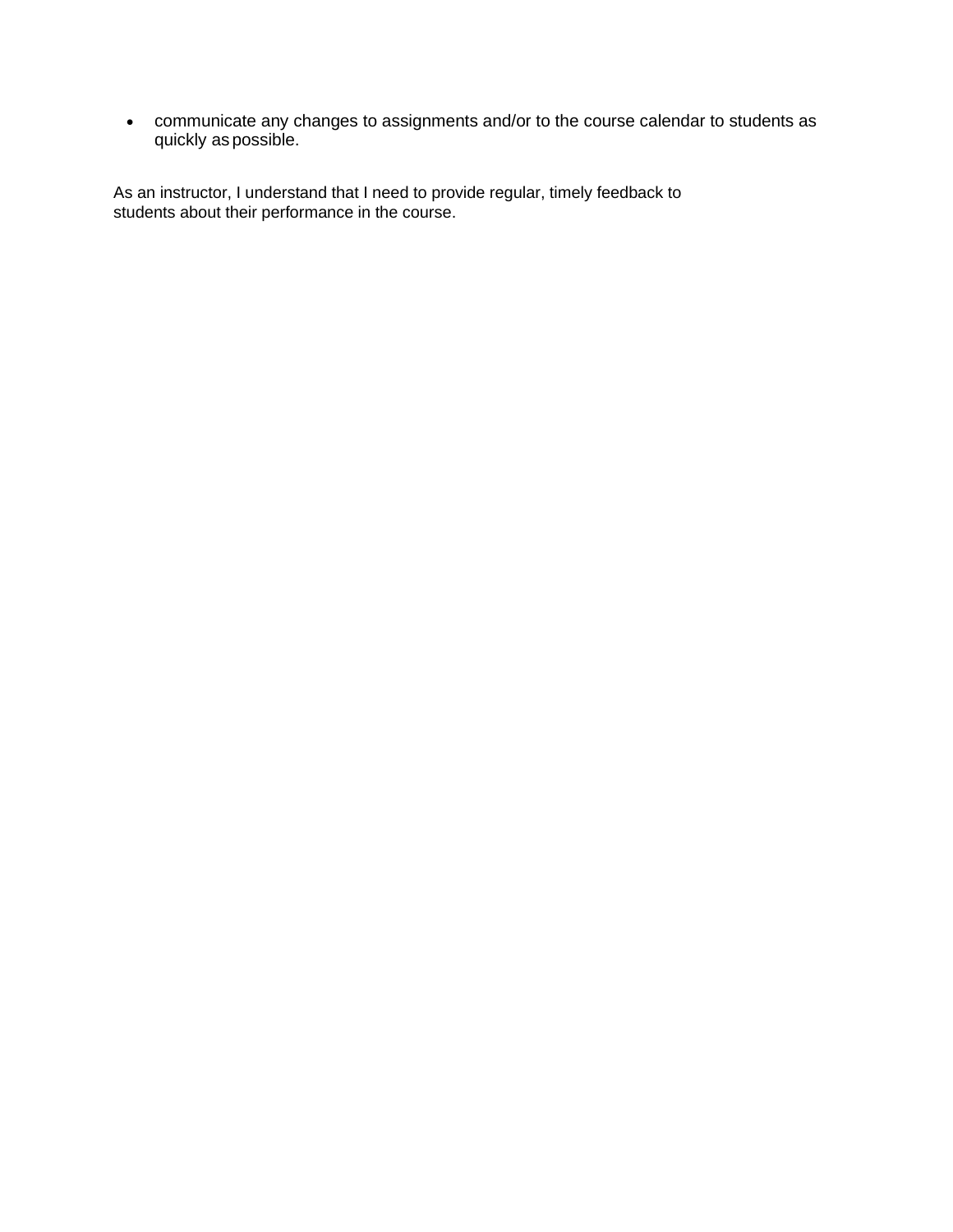- communicate any changes to assignments and/or to the course calendar to students as quickly as possible.

As an instructor, I understand that I need to provide regular, timely feedback to students about their performance in the course.